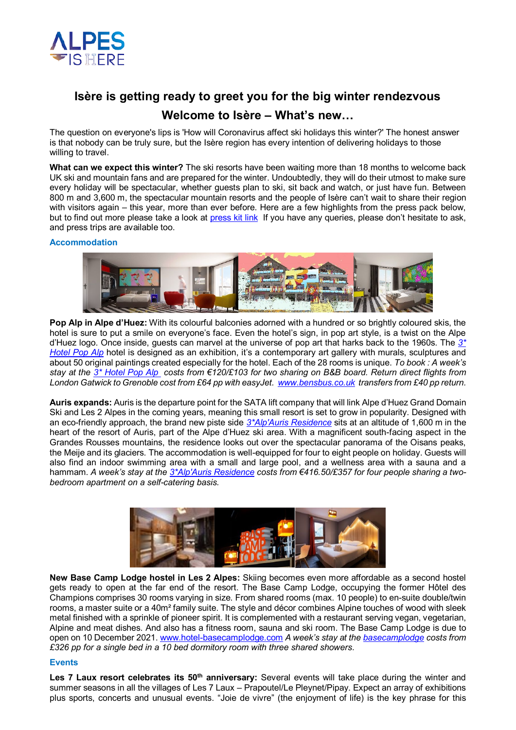# Isère is getting ready to greet you for the big winter rendezvous

## Welcome to Isère – What's new…

The question on everyone's lips is 'How will Coronavirus affect ski holidays this winter?' The honest answer is that nobody can be truly sure, but the Isère region has every intention of delivering holidays to those willing to travel.

**What can we expect this winter?** The ski resorts have been waiting more than 18 months to welcome back UK ski and mountain fans and are prepared for the winter. Undoubtedly, they will do their utmost to make sure every holiday will be spectacular, whether guests plan to ski, sit back and watch, or just have fun. Between 800 m and 3,600 m, the spectacular mountain resorts and the people of Isère can't wait to share their region with visitors again – this year, more than ever before. Here are a few highlights from the press pack below, but to find out more please take a look at press kit link If you have any queries, please don't hesitate to ask, and press trips are available too.

### Accommodation

**Pop Alp in Alpe d'Huez:** With its colourful balconies adorned with a hundred or so brightly coloured skis, the hotel is sure to put a smile on everyone's face. Even the hotel's sign, in pop art style, is a twist on the Alpe d'Huez logo. Once inside, guests can marvel at the universe of pop art that harks back to the 1960s. The *3\* Hotel Pop Alp* hotel is designed as an exhibition, it's a contemporary art gallery with murals, sculptures and about 50 original paintings created especially for the hotel. Each of the 28 rooms is unique. *To book : A week's stay at the 3\* Hotel Pop Alp costs from €120/£103 for two sharing on B&B board. Return direct flights from London Gatwick to Grenoble cost from £64 pp with easyJet. www.bensbus.co.uk transfers from £40 pp return.*

**Auris expands:** Auris is the departure point for the SATA lift company that will link Alpe d'Huez Grand Domain Ski and Les 2 Alpes in the coming years, meaning this small resort is set to grow in popularity. Designed with an eco-friendly approach, the brand new piste side *3\*Alp'Auris Residence* sits at an altitude of 1,600 m in the heart of the resort of Auris, part of the Alpe d'Huez ski area. With a magnificent south-facing aspect in the Grandes Rousses mountains, the residence looks out over the spectacular panorama of the Oisans peaks, the Meije and its glaciers. The accommodation is well-equipped for four to eight people on holiday. Guests will also find an indoor swimming area with a small and large pool, and a wellness area with a sauna and a hammam. *A week's stay at the 3\*Alp'Auris Residence costs from €416.50/£357 for four people sharing a two-bedroom apartment on a self-catering basis.*

**New Base Camp Lodge hostel in Les 2 Alpes:** Skiing becomes even more affordable as a second hostel gets ready to open at the far end of the resort. The Base Camp Lodge, occupying the former Hôtel des Champions comprises 30 rooms varying in size. From shared rooms (max. 10 people) to en-suite double/twin rooms, a master suite or a 40m² family suite. The style and décor combines Alpine touches of wood with sleek metal finished with a sprinkle of pioneer spirit. It is complemented with a restaurant serving vegan, vegetarian, Alpine and meat dishes. And also has a fitness room, sauna and ski room. The Base Camp Lodge is due to open on 10 December 2021. www.hotel-basecamplodge.com *A week's stay at the basecamplodge costs from £326 pp for a single bed in a 10 bed dormitory room with three shared showers.*

### Events

**Les 7 Laux resort celebrates its 50th anniversary:** Several events will take place during the winter and summer seasons in all the villages of Les 7 Laux – Prapoutel/Le Pleynet/Pipay. Expect an array of exhibitions plus sports, concerts and unusual events. "Joie de vivre" (the enjoyment of life) is the key phrase for this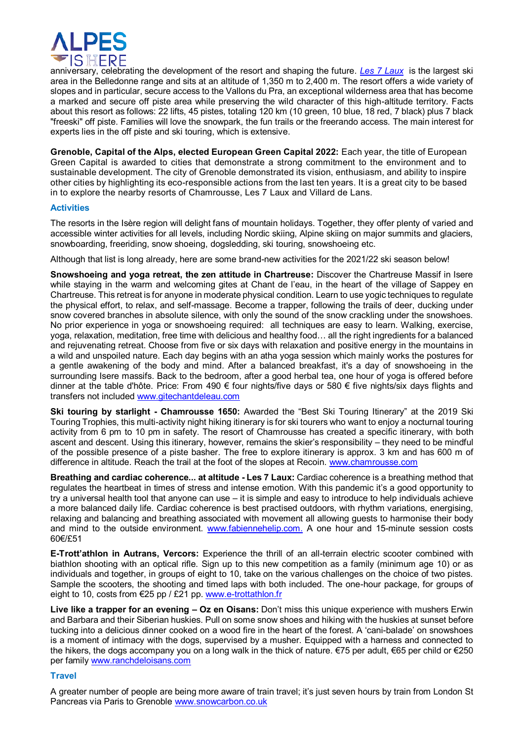anniversary, celebrating the development of the resort and shaping the future. *Les 7 Laux* is the largest ski area in the Belledonne range and sits at an altitude of 1,350 m to 2,400 m. The resort offers a wide variety of slopes and in particular, secure access to the Vallons du Pra, an exceptional wilderness area that has become a marked and secure off piste area while preserving the wild character of this high-altitude territory. Facts about this resort as follows: 22 lifts, 45 pistes, totaling 120 km (10 green, 10 blue, 18 red, 7 black) plus 7 black "freeski" off piste. Families will love the snowpark, the fun trails or the freerando access. The main interest for experts lies in the off piste and ski touring, which is extensive.

**Grenoble, Capital of the Alps, elected European Green Capital 2022:** Each year, the title of European Green Capital is awarded to cities that demonstrate a strong commitment to the environment and to sustainable development. The city of Grenoble demonstrated its vision, enthusiasm, and ability to inspire other cities by highlighting its eco-responsible actions from the last ten years. It is a great city to be based in to explore the nearby resorts of Chamrousse, Les 7 Laux and Villard de Lans.

### Activities

The resorts in the Isère region will delight fans of mountain holidays. Together, they offer plenty of varied and accessible winter activities for all levels, including Nordic skiing, Alpine skiing on major summits and glaciers, snowboarding, freeriding, snow shoeing, dogsledding, ski touring, snowshoeing etc.

Although that list is long already, here are some brand-new activities for the 2021/22 ski season below!

**Snowshoeing and yoga retreat, the zen attitude in Chartreuse:** Discover the Chartreuse Massif in Isere while staying in the warm and welcoming gites at Chant de l'eau, in the heart of the village of Sappey en Chartreuse. This retreat is for anyone in moderate physical condition. Learn to use yogic techniques to regulate the physical effort, to relax, and self-massage. Become a trapper, following the trails of deer, ducking under snow covered branches in absolute silence, with only the sound of the snow crackling under the snowshoes. No prior experience in yoga or snowshoeing required: all techniques are easy to learn. Walking, exercise, yoga, relaxation, meditation, free time with delicious and healthy food… all the right ingredients for a balanced and rejuvenating retreat. Choose from five or six days with relaxation and positive energy in the mountains in a wild and unspoiled nature. Each day begins with an atha yoga session which mainly works the postures for a gentle awakening of the body and mind. After a balanced breakfast, it's a day of snowshoeing in the surrounding Isere massifs. Back to the bedroom, after a good herbal tea, one hour of yoga is offered before dinner at the table d'hôte. Price: From 490 € four nights/five days or 580 € five nights/six days flights and transfers not included www.gitechantdeleau.com

**Ski touring by starlight - Chamrousse 1650:** Awarded the "Best Ski Touring Itinerary" at the 2019 Ski Touring Trophies, this multi-activity night hiking itinerary is for ski tourers who want to enjoy a nocturnal touring activity from 6 pm to 10 pm in safety. The resort of Chamrousse has created a specific itinerary, with both ascent and descent. Using this itinerary, however, remains the skier's responsibility – they need to be mindful of the possible presence of a piste basher. The free to explore itinerary is approx. 3 km and has 600 m of difference in altitude. Reach the trail at the foot of the slopes at Recoin. www.chamrousse.com

**Breathing and cardiac coherence... at altitude - Les 7 Laux:** Cardiac coherence is a breathing method that regulates the heartbeat in times of stress and intense emotion. With this pandemic it's a good opportunity to try a universal health tool that anyone can use – it is simple and easy to introduce to help individuals achieve a more balanced daily life. Cardiac coherence is best practised outdoors, with rhythm variations, energising, relaxing and balancing and breathing associated with movement all allowing guests to harmonise their body and mind to the outside environment. www.fabiennehelip.com. A one hour and 15-minute session costs 60€/£51

**E-Trott'athlon in Autrans, Vercors:** Experience the thrill of an all-terrain electric scooter combined with biathlon shooting with an optical rifle. Sign up to this new competition as a family (minimum age 10) or as individuals and together, in groups of eight to 10, take on the various challenges on the choice of two pistes. Sample the scooters, the shooting and timed laps with both included. The one-hour package, for groups of eight to 10, costs from €25 pp / £21 pp. www.e-trottathlon.fr

**Live like a trapper for an evening – Oz en Oisans:** Don't miss this unique experience with mushers Erwin and Barbara and their Siberian huskies. Pull on some snow shoes and hiking with the huskies at sunset before tucking into a delicious dinner cooked on a wood fire in the heart of the forest. A 'cani-balade' on snowshoes is a moment of intimacy with the dogs, supervised by a musher. Equipped with a harness and connected to the hikers, the dogs accompany you on a long walk in the thick of nature. €75 per adult, €65 per child or €250 per family www.ranchdeloisans.com

### Travel

A greater number of people are being more aware of train travel; it's just seven hours by train from London St Pancreas via Paris to Grenoble www.snowcarbon.co.uk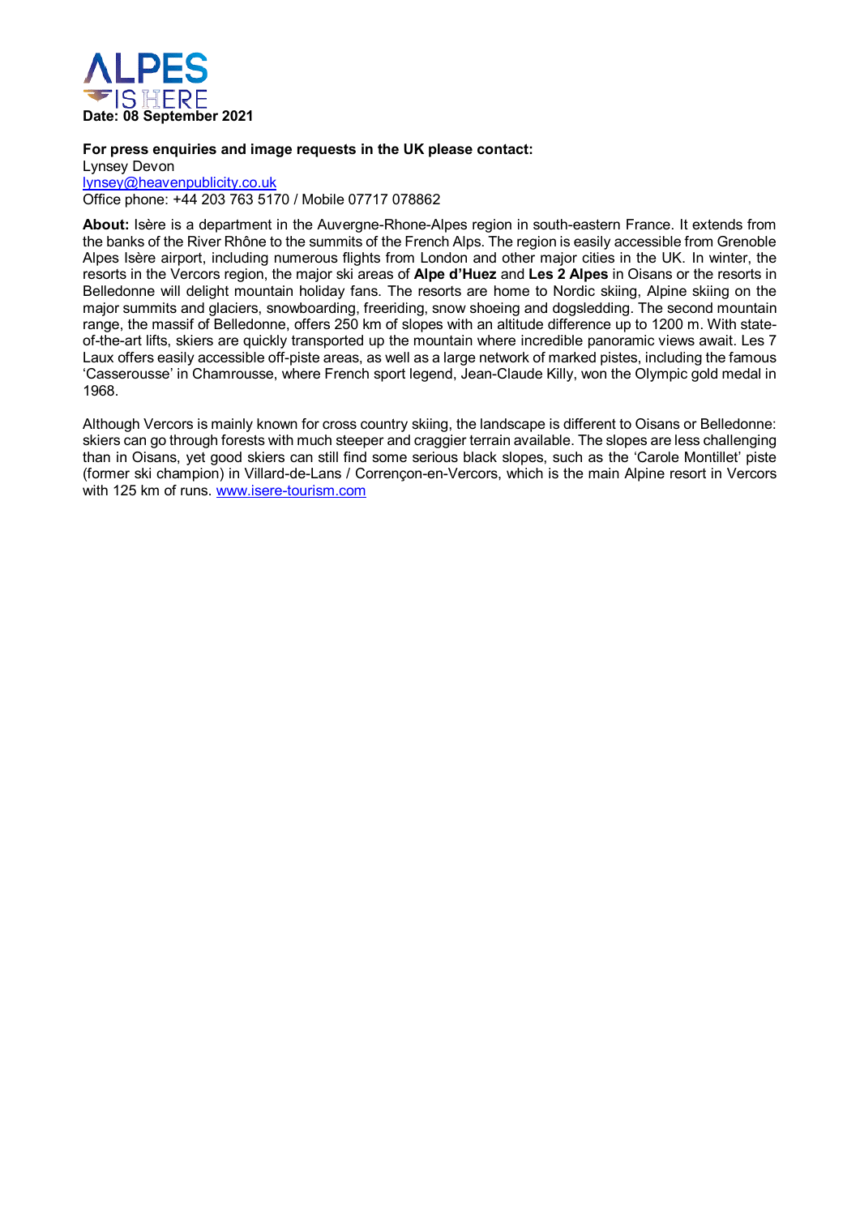ALPES IS HERE

**Date: 08 September 2021**

**For press enquiries and image requests in the UK please contact:**
Lynsey Devon
lynsey@heavenpublicity.co.uk
Office phone: +44 203 763 5170 / Mobile 07717 078862

**About:** Isère is a department in the Auvergne-Rhone-Alpes region in south-eastern France. It extends from the banks of the River Rhône to the summits of the French Alps. The region is easily accessible from Grenoble Alpes Isère airport, including numerous flights from London and other major cities in the UK. In winter, the resorts in the Vercors region, the major ski areas of **Alpe d'Huez** and **Les 2 Alpes** in Oisans or the resorts in Belledonne will delight mountain holiday fans. The resorts are home to Nordic skiing, Alpine skiing on the major summits and glaciers, snowboarding, freeriding, snow shoeing and dogsledding. The second mountain range, the massif of Belledonne, offers 250 km of slopes with an altitude difference up to 1200 m. With state-of-the-art lifts, skiers are quickly transported up the mountain where incredible panoramic views await. Les 7 Laux offers easily accessible off-piste areas, as well as a large network of marked pistes, including the famous 'Casserousse' in Chamrousse, where French sport legend, Jean-Claude Killy, won the Olympic gold medal in 1968.

Although Vercors is mainly known for cross country skiing, the landscape is different to Oisans or Belledonne: skiers can go through forests with much steeper and craggier terrain available. The slopes are less challenging than in Oisans, yet good skiers can still find some serious black slopes, such as the 'Carole Montillet' piste (former ski champion) in Villard-de-Lans / Corrençon-en-Vercors, which is the main Alpine resort in Vercors with 125 km of runs. www.isere-tourism.com